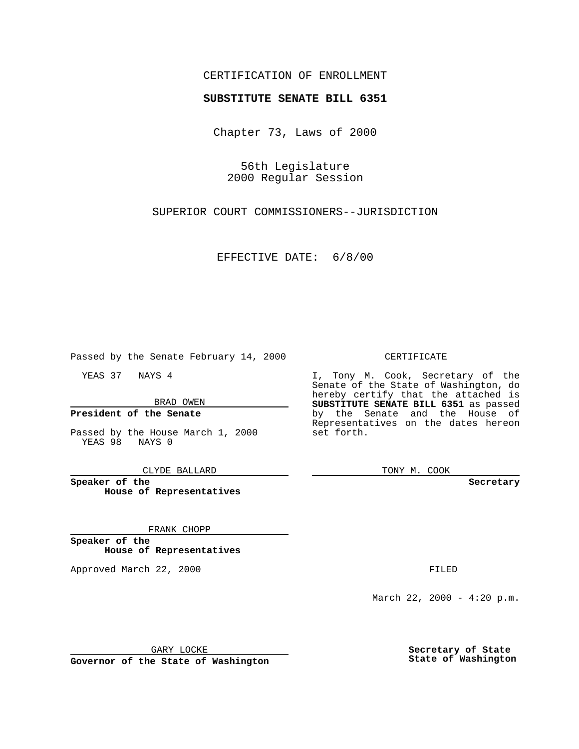CERTIFICATION OF ENROLLMENT

**SUBSTITUTE SENATE BILL 6351**

Chapter 73, Laws of 2000

56th Legislature
2000 Regular Session

SUPERIOR COURT COMMISSIONERS--JURISDICTION

EFFECTIVE DATE: 6/8/00

Passed by the Senate February 14, 2000

YEAS 37 NAYS 4

BRAD OWEN

**President of the Senate**

Passed by the House March 1, 2000
YEAS 98 NAYS 0

CLYDE BALLARD

**Speaker of the House of Representatives**

FRANK CHOPP

**Speaker of the House of Representatives**

Approved March 22, 2000

GARY LOCKE

**Governor of the State of Washington**

CERTIFICATE

I, Tony M. Cook, Secretary of the Senate of the State of Washington, do hereby certify that the attached is **SUBSTITUTE SENATE BILL 6351** as passed by the Senate and the House of Representatives on the dates hereon set forth.

TONY M. COOK

**Secretary**

FILED

March 22, 2000 - 4:20 p.m.

**Secretary of State State of Washington**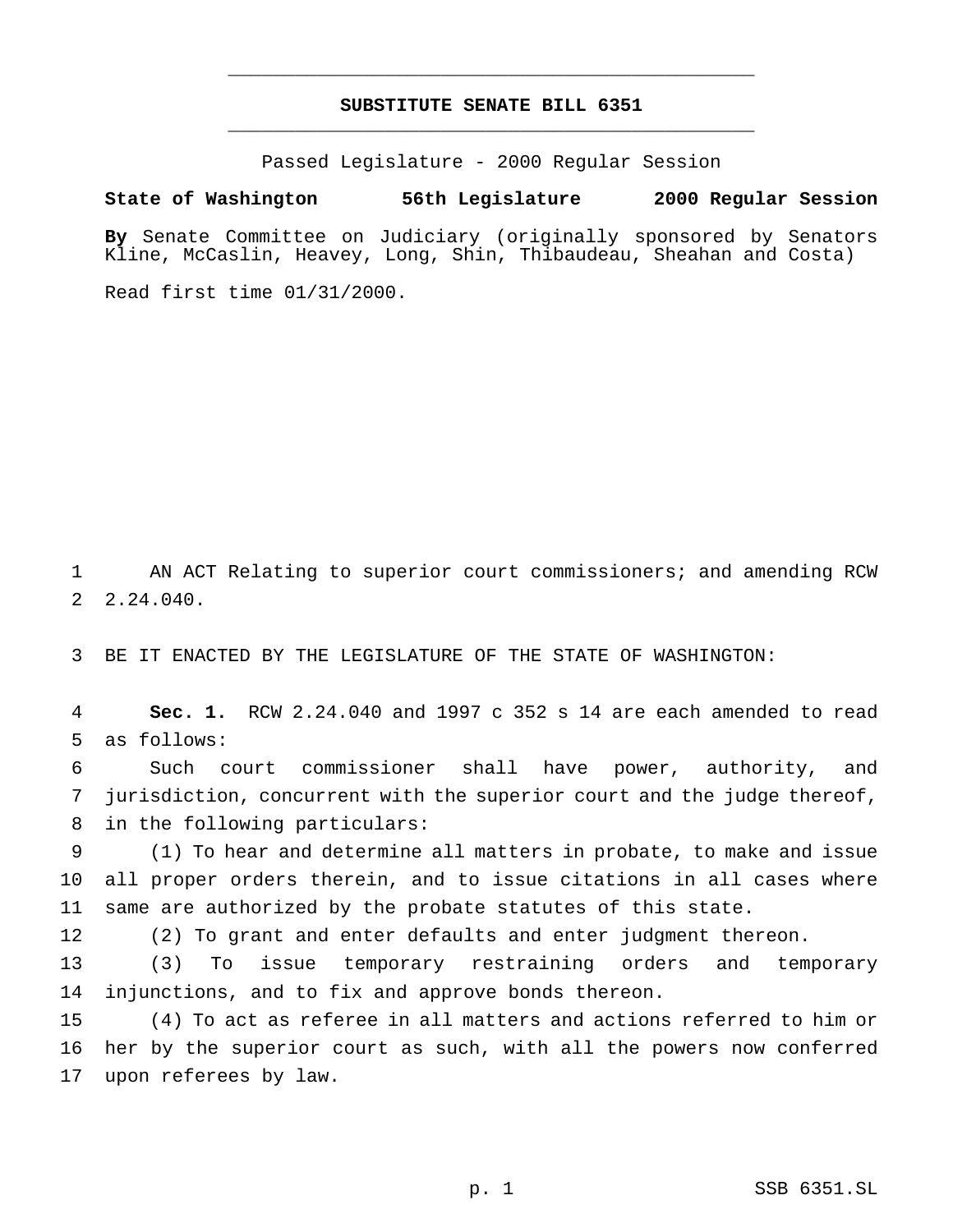# SUBSTITUTE SENATE BILL 6351

Passed Legislature - 2000 Regular Session

**State of Washington 56th Legislature 2000 Regular Session**

**By** Senate Committee on Judiciary (originally sponsored by Senators Kline, McCaslin, Heavey, Long, Shin, Thibaudeau, Sheahan and Costa)

Read first time 01/31/2000.

AN ACT Relating to superior court commissioners; and amending RCW 2.24.040.

BE IT ENACTED BY THE LEGISLATURE OF THE STATE OF WASHINGTON:

**Sec. 1.** RCW 2.24.040 and 1997 c 352 s 14 are each amended to read as follows:

Such court commissioner shall have power, authority, and jurisdiction, concurrent with the superior court and the judge thereof, in the following particulars:

(1) To hear and determine all matters in probate, to make and issue all proper orders therein, and to issue citations in all cases where same are authorized by the probate statutes of this state.

(2) To grant and enter defaults and enter judgment thereon.

(3) To issue temporary restraining orders and temporary injunctions, and to fix and approve bonds thereon.

(4) To act as referee in all matters and actions referred to him or her by the superior court as such, with all the powers now conferred upon referees by law.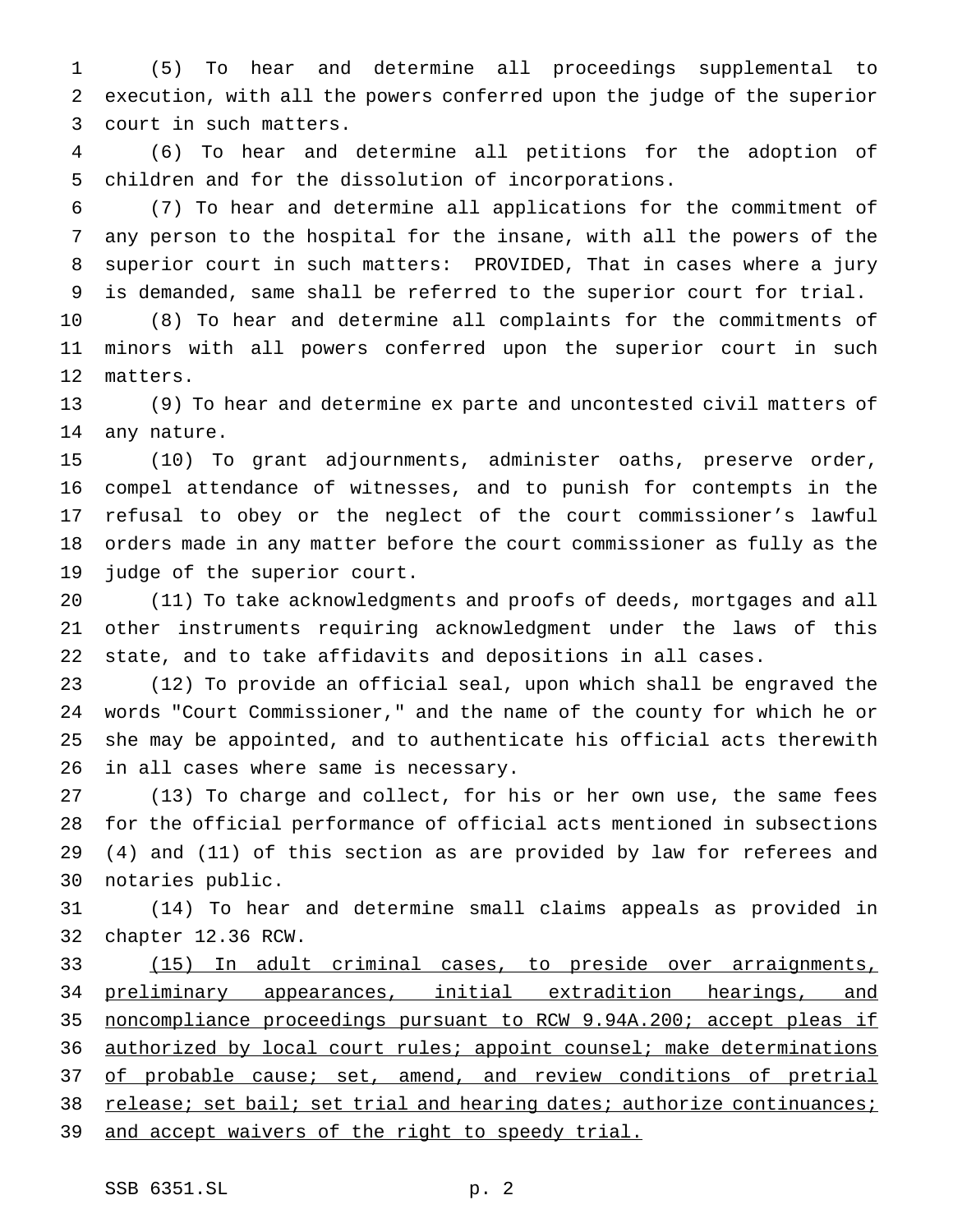(5) To hear and determine all proceedings supplemental to execution, with all the powers conferred upon the judge of the superior court in such matters.

(6) To hear and determine all petitions for the adoption of children and for the dissolution of incorporations.

(7) To hear and determine all applications for the commitment of any person to the hospital for the insane, with all the powers of the superior court in such matters: PROVIDED, That in cases where a jury is demanded, same shall be referred to the superior court for trial.

(8) To hear and determine all complaints for the commitments of minors with all powers conferred upon the superior court in such matters.

(9) To hear and determine ex parte and uncontested civil matters of any nature.

(10) To grant adjournments, administer oaths, preserve order, compel attendance of witnesses, and to punish for contempts in the refusal to obey or the neglect of the court commissioner's lawful orders made in any matter before the court commissioner as fully as the judge of the superior court.

(11) To take acknowledgments and proofs of deeds, mortgages and all other instruments requiring acknowledgment under the laws of this state, and to take affidavits and depositions in all cases.

(12) To provide an official seal, upon which shall be engraved the words "Court Commissioner," and the name of the county for which he or she may be appointed, and to authenticate his official acts therewith in all cases where same is necessary.

(13) To charge and collect, for his or her own use, the same fees for the official performance of official acts mentioned in subsections (4) and (11) of this section as are provided by law for referees and notaries public.

(14) To hear and determine small claims appeals as provided in chapter 12.36 RCW.

<u>(15) In adult criminal cases, to preside over arraignments, preliminary appearances, initial extradition hearings, and noncompliance proceedings pursuant to RCW 9.94A.200; accept pleas if authorized by local court rules; appoint counsel; make determinations of probable cause; set, amend, and review conditions of pretrial release; set bail; set trial and hearing dates; authorize continuances; and accept waivers of the right to speedy trial.</u>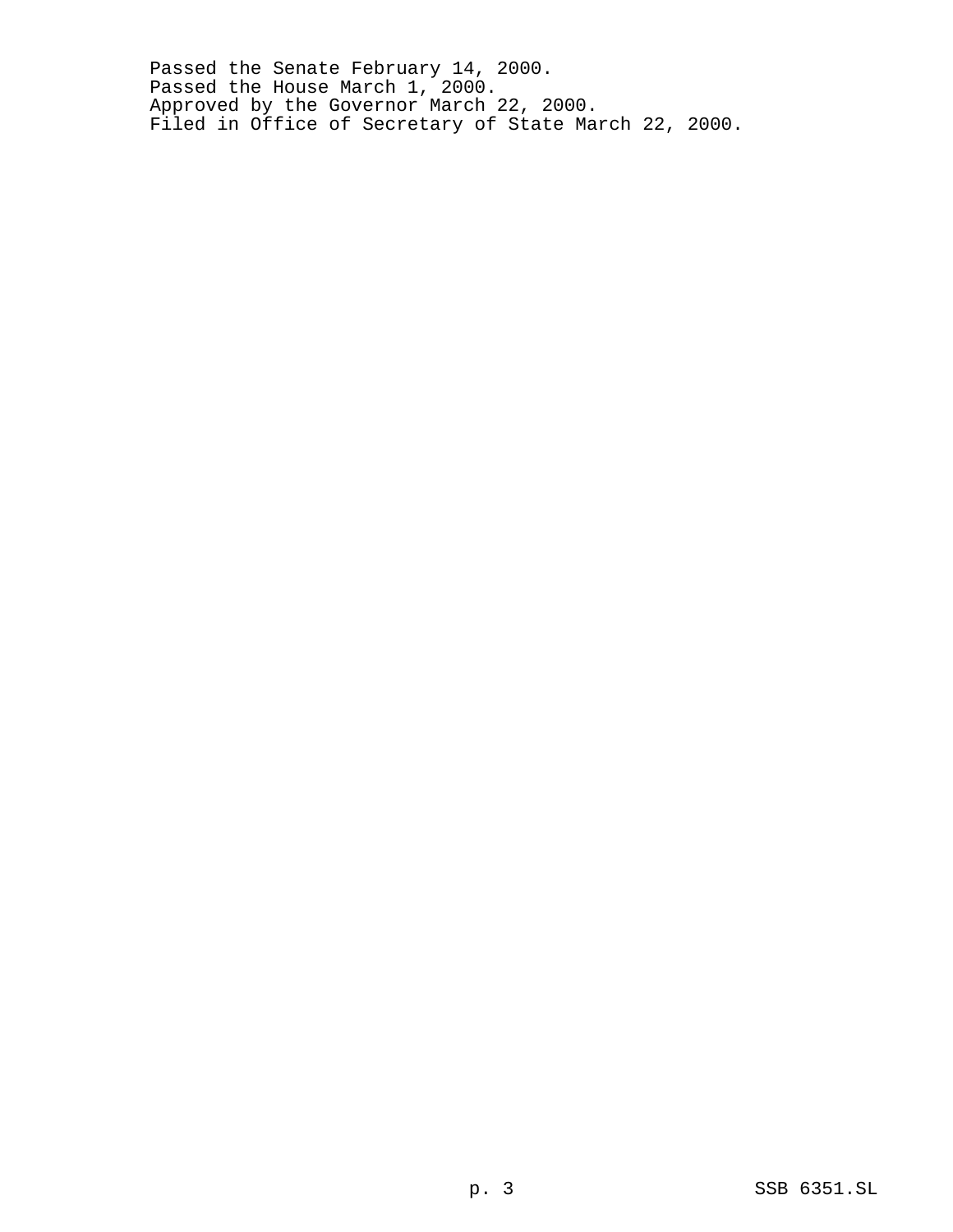Passed the Senate February 14, 2000.
Passed the House March 1, 2000.
Approved by the Governor March 22, 2000.
Filed in Office of Secretary of State March 22, 2000.